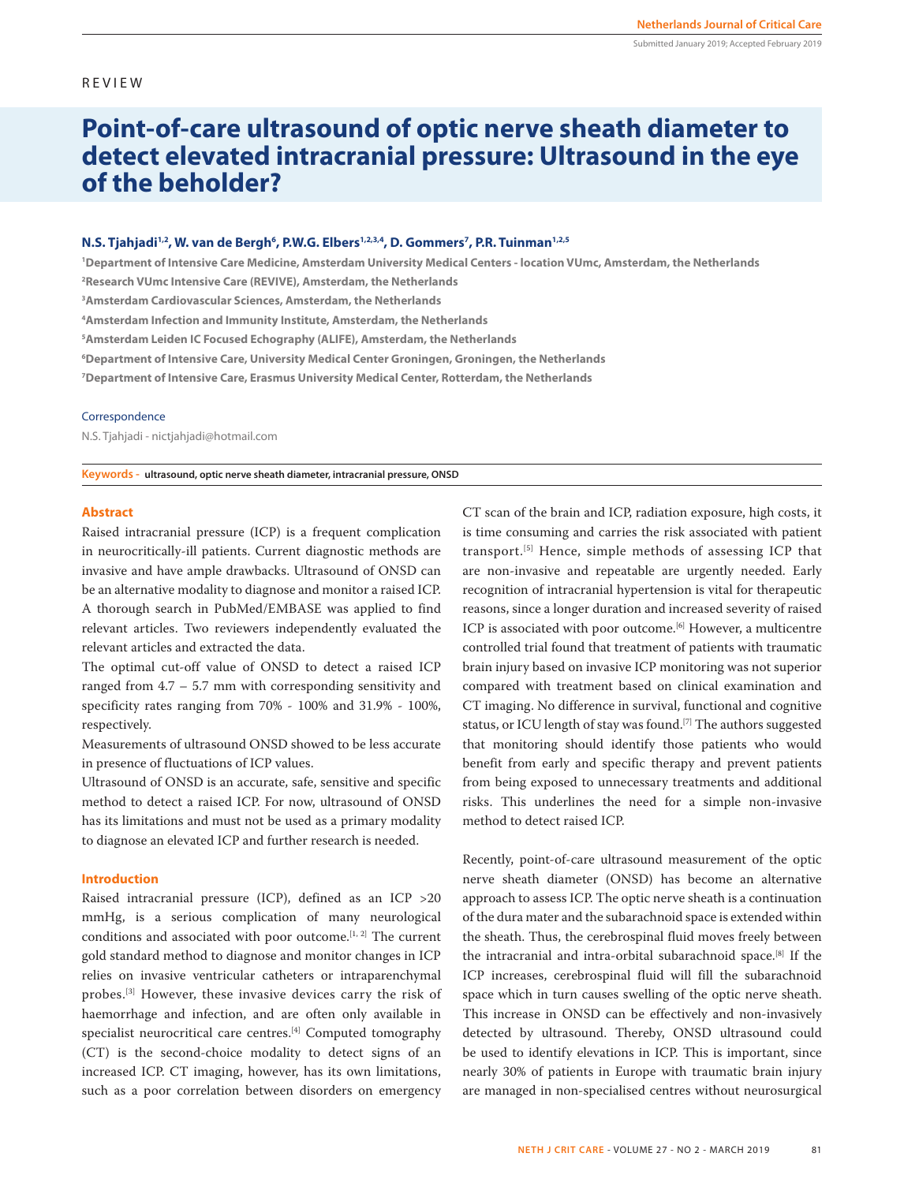REVIEW

# Point-of-care ultrasound of optic nerve sheath diameter to detect elevated intracranial pressure: Ultrasound in the eye of the beholder?

**N.S. Tjahjadi[1,2], W. van de Bergh[6], P.W.G. Elbers[1,2,3,4], D. Gommers[7], P.R. Tuinman[1,2,5]**

[1]Department of Intensive Care Medicine, Amsterdam University Medical Centers - location VUmc, Amsterdam, the Netherlands
[2]Research VUmc Intensive Care (REVIVE), Amsterdam, the Netherlands
[3]Amsterdam Cardiovascular Sciences, Amsterdam, the Netherlands
[4]Amsterdam Infection and Immunity Institute, Amsterdam, the Netherlands
[5]Amsterdam Leiden IC Focused Echography (ALIFE), Amsterdam, the Netherlands
[6]Department of Intensive Care, University Medical Center Groningen, Groningen, the Netherlands
[7]Department of Intensive Care, Erasmus University Medical Center, Rotterdam, the Netherlands

Correspondence

N.S. Tjahjadi - nictjahjadi@hotmail.com

**Keywords -** ultrasound, optic nerve sheath diameter, intracranial pressure, ONSD

## Abstract

Raised intracranial pressure (ICP) is a frequent complication in neurocritically-ill patients. Current diagnostic methods are invasive and have ample drawbacks. Ultrasound of ONSD can be an alternative modality to diagnose and monitor a raised ICP. A thorough search in PubMed/EMBASE was applied to find relevant articles. Two reviewers independently evaluated the relevant articles and extracted the data.

The optimal cut-off value of ONSD to detect a raised ICP ranged from 4.7 – 5.7 mm with corresponding sensitivity and specificity rates ranging from 70% - 100% and 31.9% - 100%, respectively.

Measurements of ultrasound ONSD showed to be less accurate in presence of fluctuations of ICP values.

Ultrasound of ONSD is an accurate, safe, sensitive and specific method to detect a raised ICP. For now, ultrasound of ONSD has its limitations and must not be used as a primary modality to diagnose an elevated ICP and further research is needed.

## Introduction

Raised intracranial pressure (ICP), defined as an ICP >20 mmHg, is a serious complication of many neurological conditions and associated with poor outcome.[1, 2] The current gold standard method to diagnose and monitor changes in ICP relies on invasive ventricular catheters or intraparenchymal probes.[3] However, these invasive devices carry the risk of haemorrhage and infection, and are often only available in specialist neurocritical care centres.[4] Computed tomography (CT) is the second-choice modality to detect signs of an increased ICP. CT imaging, however, has its own limitations, such as a poor correlation between disorders on emergency CT scan of the brain and ICP, radiation exposure, high costs, it is time consuming and carries the risk associated with patient transport.[5] Hence, simple methods of assessing ICP that are non-invasive and repeatable are urgently needed. Early recognition of intracranial hypertension is vital for therapeutic reasons, since a longer duration and increased severity of raised ICP is associated with poor outcome.[6] However, a multicentre controlled trial found that treatment of patients with traumatic brain injury based on invasive ICP monitoring was not superior compared with treatment based on clinical examination and CT imaging. No difference in survival, functional and cognitive status, or ICU length of stay was found.[7] The authors suggested that monitoring should identify those patients who would benefit from early and specific therapy and prevent patients from being exposed to unnecessary treatments and additional risks. This underlines the need for a simple non-invasive method to detect raised ICP.

Recently, point-of-care ultrasound measurement of the optic nerve sheath diameter (ONSD) has become an alternative approach to assess ICP. The optic nerve sheath is a continuation of the dura mater and the subarachnoid space is extended within the sheath. Thus, the cerebrospinal fluid moves freely between the intracranial and intra-orbital subarachnoid space.[8] If the ICP increases, cerebrospinal fluid will fill the subarachnoid space which in turn causes swelling of the optic nerve sheath. This increase in ONSD can be effectively and non-invasively detected by ultrasound. Thereby, ONSD ultrasound could be used to identify elevations in ICP. This is important, since nearly 30% of patients in Europe with traumatic brain injury are managed in non-specialised centres without neurosurgical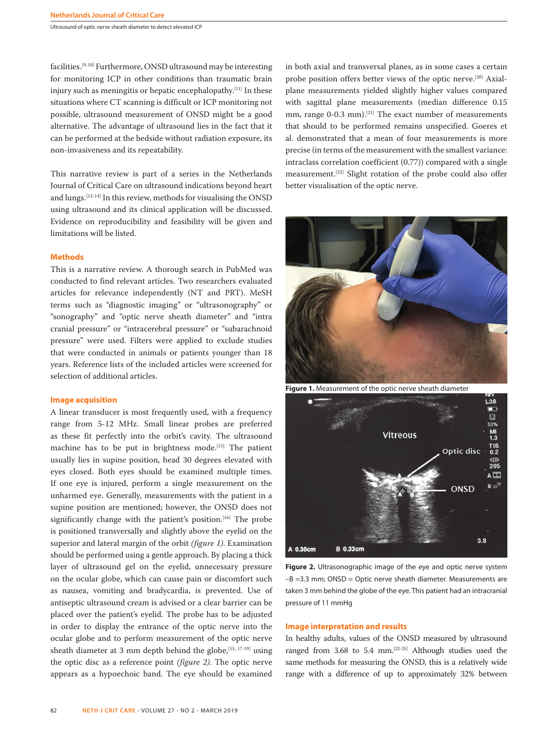facilities.[9, 10] Furthermore, ONSD ultrasound may be interesting for monitoring ICP in other conditions than traumatic brain injury such as meningitis or hepatic encephalopathy.[11] In these situations where CT scanning is difficult or ICP monitoring not possible, ultrasound measurement of ONSD might be a good alternative. The advantage of ultrasound lies in the fact that it can be performed at the bedside without radiation exposure, its non-invasiveness and its repeatability.

This narrative review is part of a series in the Netherlands Journal of Critical Care on ultrasound indications beyond heart and lungs.[12-14] In this review, methods for visualising the ONSD using ultrasound and its clinical application will be discussed. Evidence on reproducibility and feasibility will be given and limitations will be listed.

## Methods

This is a narrative review. A thorough search in PubMed was conducted to find relevant articles. Two researchers evaluated articles for relevance independently (NT and PRT). MeSH terms such as "diagnostic imaging" or "ultrasonography" or "sonography" and "optic nerve sheath diameter" or "intra cranial pressure" or "intracerebral pressure" or "subarachnoid pressure" were used. Filters were applied to exclude studies that were conducted in animals or patients younger than 18 years. Reference lists of the included articles were screened for selection of additional articles.

## Image acquisition

A linear transducer is most frequently used, with a frequency range from 5-12 MHz. Small linear probes are preferred as these fit perfectly into the orbit's cavity. The ultrasound machine has to be put in brightness mode.[15] The patient usually lies in supine position, head 30 degrees elevated with eyes closed. Both eyes should be examined multiple times. If one eye is injured, perform a single measurement on the unharmed eye. Generally, measurements with the patient in a supine position are mentioned; however, the ONSD does not significantly change with the patient's position.[16] The probe is positioned transversally and slightly above the eyelid on the superior and lateral margin of the orbit *(figure 1)*. Examination should be performed using a gentle approach. By placing a thick layer of ultrasound gel on the eyelid, unnecessary pressure on the ocular globe, which can cause pain or discomfort such as nausea, vomiting and bradycardia, is prevented. Use of antiseptic ultrasound cream is advised or a clear barrier can be placed over the patient's eyelid. The probe has to be adjusted in order to display the entrance of the optic nerve into the ocular globe and to perform measurement of the optic nerve sheath diameter at 3 mm depth behind the globe,[15, 17-19] using the optic disc as a reference point *(figure 2)*. The optic nerve appears as a hypoechoic band. The eye should be examined in both axial and transversal planes, as in some cases a certain probe position offers better views of the optic nerve.[20] Axial-plane measurements yielded slightly higher values compared with sagittal plane measurements (median difference 0.15 mm, range 0-0.3 mm).[21] The exact number of measurements that should to be performed remains unspecified. Goeres et al. demonstrated that a mean of four measurements is more precise (in terms of the measurement with the smallest variance: intraclass correlation coefficient (0.77)) compared with a single measurement.[22] Slight rotation of the probe could also offer better visualisation of the optic nerve.

**Figure 1.** Measurement of the optic nerve sheath diameter

**Figure 2.** Ultrasonographic image of the eye and optic nerve system –B =3.3 mm; ONSD = Optic nerve sheath diameter. Measurements are taken 3 mm behind the globe of the eye. This patient had an intracranial pressure of 11 mmHg

## Image interpretation and results

In healthy adults, values of the ONSD measured by ultrasound ranged from 3.68 to 5.4 mm.[22-25] Although studies used the same methods for measuring the ONSD, this is a relatively wide range with a difference of up to approximately 32% between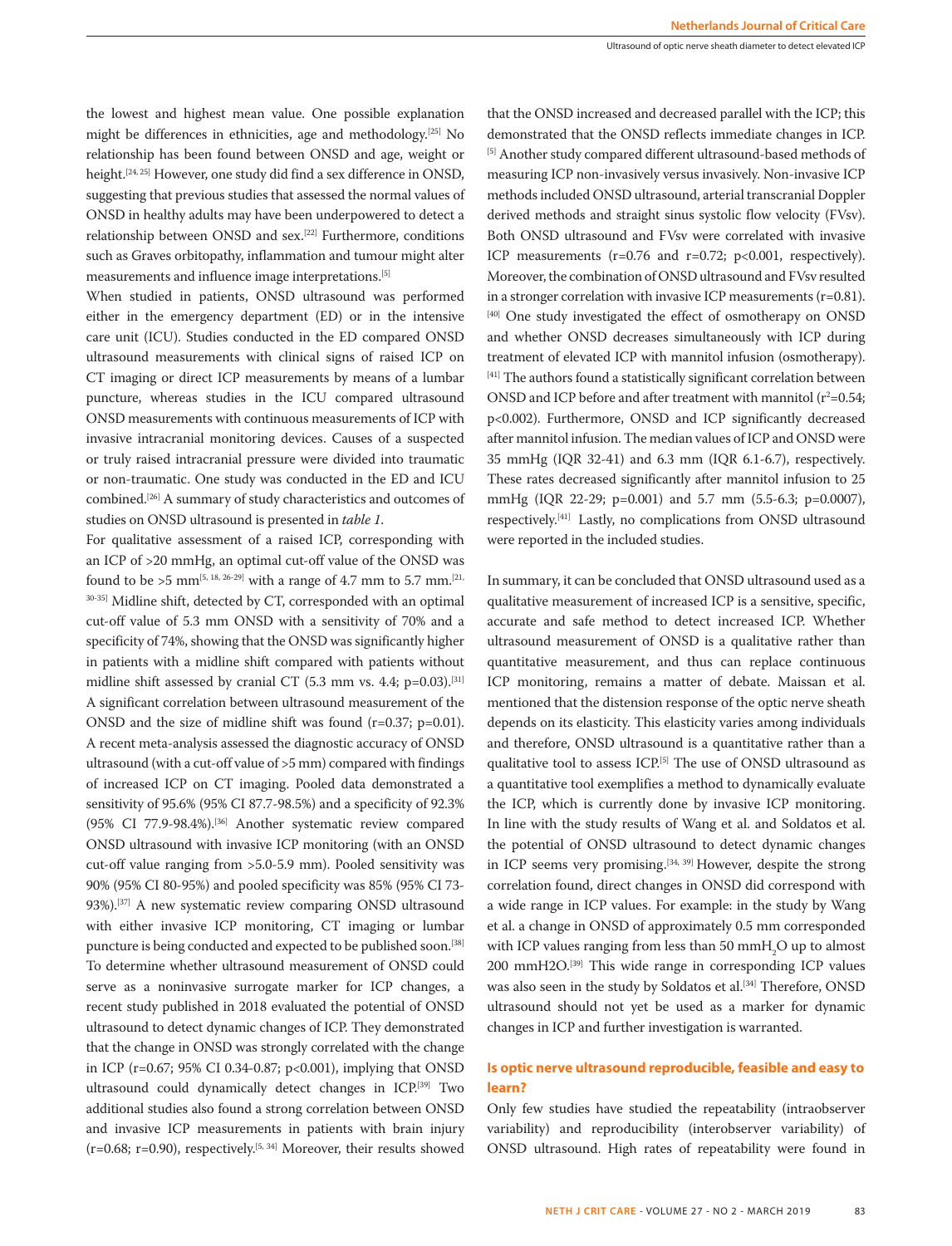the lowest and highest mean value. One possible explanation might be differences in ethnicities, age and methodology.[25] No relationship has been found between ONSD and age, weight or height.[24, 25] However, one study did find a sex difference in ONSD, suggesting that previous studies that assessed the normal values of ONSD in healthy adults may have been underpowered to detect a relationship between ONSD and sex.[22] Furthermore, conditions such as Graves orbitopathy, inflammation and tumour might alter measurements and influence image interpretations.[5]

When studied in patients, ONSD ultrasound was performed either in the emergency department (ED) or in the intensive care unit (ICU). Studies conducted in the ED compared ONSD ultrasound measurements with clinical signs of raised ICP on CT imaging or direct ICP measurements by means of a lumbar puncture, whereas studies in the ICU compared ultrasound ONSD measurements with continuous measurements of ICP with invasive intracranial monitoring devices. Causes of a suspected or truly raised intracranial pressure were divided into traumatic or non-traumatic. One study was conducted in the ED and ICU combined.[26] A summary of study characteristics and outcomes of studies on ONSD ultrasound is presented in *table 1*.

For qualitative assessment of a raised ICP, corresponding with an ICP of >20 mmHg, an optimal cut-off value of the ONSD was found to be >5 mm[5, 18, 26-29] with a range of 4.7 mm to 5.7 mm.[21, 30-35] Midline shift, detected by CT, corresponded with an optimal cut-off value of 5.3 mm ONSD with a sensitivity of 70% and a specificity of 74%, showing that the ONSD was significantly higher in patients with a midline shift compared with patients without midline shift assessed by cranial CT (5.3 mm vs. 4.4; p=0.03).[31] A significant correlation between ultrasound measurement of the ONSD and the size of midline shift was found (r=0.37; p=0.01). A recent meta-analysis assessed the diagnostic accuracy of ONSD ultrasound (with a cut-off value of >5 mm) compared with findings of increased ICP on CT imaging. Pooled data demonstrated a sensitivity of 95.6% (95% CI 87.7-98.5%) and a specificity of 92.3% (95% CI 77.9-98.4%).[36] Another systematic review compared ONSD ultrasound with invasive ICP monitoring (with an ONSD cut-off value ranging from >5.0-5.9 mm). Pooled sensitivity was 90% (95% CI 80-95%) and pooled specificity was 85% (95% CI 73-93%).[37] A new systematic review comparing ONSD ultrasound with either invasive ICP monitoring, CT imaging or lumbar puncture is being conducted and expected to be published soon.[38]

To determine whether ultrasound measurement of ONSD could serve as a noninvasive surrogate marker for ICP changes, a recent study published in 2018 evaluated the potential of ONSD ultrasound to detect dynamic changes of ICP. They demonstrated that the change in ONSD was strongly correlated with the change in ICP (r=0.67; 95% CI 0.34-0.87; p<0.001), implying that ONSD ultrasound could dynamically detect changes in ICP.[39] Two additional studies also found a strong correlation between ONSD and invasive ICP measurements in patients with brain injury (r=0.68; r=0.90), respectively.[5, 34] Moreover, their results showed that the ONSD increased and decreased parallel with the ICP; this demonstrated that the ONSD reflects immediate changes in ICP.[5] Another study compared different ultrasound-based methods of measuring ICP non-invasively versus invasively. Non-invasive ICP methods included ONSD ultrasound, arterial transcranial Doppler derived methods and straight sinus systolic flow velocity (FVsv). Both ONSD ultrasound and FVsv were correlated with invasive ICP measurements (r=0.76 and r=0.72; p<0.001, respectively). Moreover, the combination of ONSD ultrasound and FVsv resulted in a stronger correlation with invasive ICP measurements (r=0.81).[40] One study investigated the effect of osmotherapy on ONSD and whether ONSD decreases simultaneously with ICP during treatment of elevated ICP with mannitol infusion (osmotherapy).[41] The authors found a statistically significant correlation between ONSD and ICP before and after treatment with mannitol ($r^2$=0.54; p<0.002). Furthermore, ONSD and ICP significantly decreased after mannitol infusion. The median values of ICP and ONSD were 35 mmHg (IQR 32-41) and 6.3 mm (IQR 6.1-6.7), respectively. These rates decreased significantly after mannitol infusion to 25 mmHg (IQR 22-29; p=0.001) and 5.7 mm (5.5-6.3; p=0.0007), respectively.[41] Lastly, no complications from ONSD ultrasound were reported in the included studies.

In summary, it can be concluded that ONSD ultrasound used as a qualitative measurement of increased ICP is a sensitive, specific, accurate and safe method to detect increased ICP. Whether ultrasound measurement of ONSD is a qualitative rather than quantitative measurement, and thus can replace continuous ICP monitoring, remains a matter of debate. Maissan et al. mentioned that the distension response of the optic nerve sheath depends on its elasticity. This elasticity varies among individuals and therefore, ONSD ultrasound is a quantitative rather than a qualitative tool to assess ICP.[5] The use of ONSD ultrasound as a quantitative tool exemplifies a method to dynamically evaluate the ICP, which is currently done by invasive ICP monitoring. In line with the study results of Wang et al. and Soldatos et al. the potential of ONSD ultrasound to detect dynamic changes in ICP seems very promising.[34, 39] However, despite the strong correlation found, direct changes in ONSD did correspond with a wide range in ICP values. For example: in the study by Wang et al. a change in ONSD of approximately 0.5 mm corresponded with ICP values ranging from less than 50 mm$H_2O$ up to almost 200 mmH2O.[39] This wide range in corresponding ICP values was also seen in the study by Soldatos et al.[34] Therefore, ONSD ultrasound should not yet be used as a marker for dynamic changes in ICP and further investigation is warranted.

## Is optic nerve ultrasound reproducible, feasible and easy to learn?

Only few studies have studied the repeatability (intraobserver variability) and reproducibility (interobserver variability) of ONSD ultrasound. High rates of repeatability were found in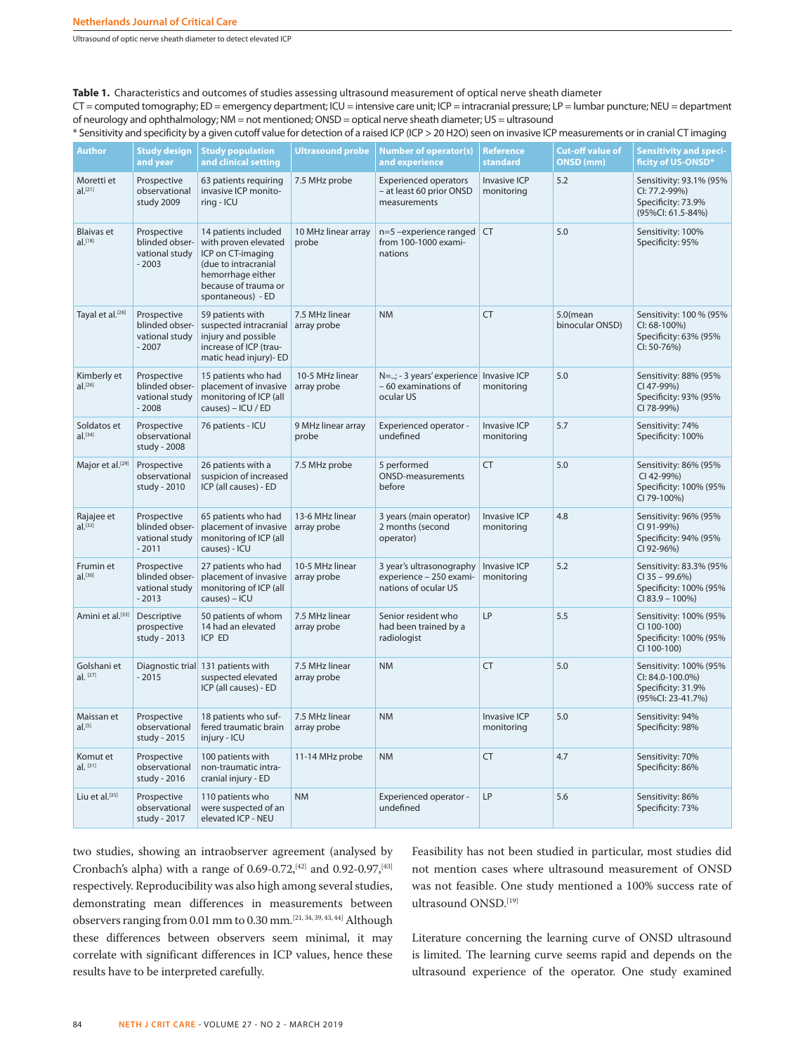**Table 1.** Characteristics and outcomes of studies assessing ultrasound measurement of optical nerve sheath diameter

CT = computed tomography; ED = emergency department; ICU = intensive care unit; ICP = intracranial pressure; LP = lumbar puncture; NEU = department of neurology and ophthalmology; NM = not mentioned; ONSD = optical nerve sheath diameter; US = ultrasound

* Sensitivity and specificity by a given cutoff value for detection of a raised ICP (ICP > 20 H2O) seen on invasive ICP measurements or in cranial CT imaging

| Author | Study design and year | Study population and clinical setting | Ultrasound probe | Number of operator(s) and experience | Reference standard | Cut-off value of ONSD (mm) | Sensitivity and specificity of US-ONSD* |
|---|---|---|---|---|---|---|---|
| Moretti et al.[21] | Prospective observational study 2009 | 63 patients requiring invasive ICP monitoring - ICU | 7.5 MHz probe | Experienced operators – at least 60 prior ONSD measurements | Invasive ICP monitoring | 5.2 | Sensitivity: 93.1% (95% CI: 77.2-99%) Specificity: 73.9% (95%CI: 61.5-84%) |
| Blaivas et al.[18] | Prospective blinded observational study - 2003 | 14 patients included with proven elevated ICP on CT-imaging (due to intracranial hemorrhage either because of trauma or spontaneous) - ED | 10 MHz linear array probe | n=5 –experience ranged from 100-1000 examinations | CT | 5.0 | Sensitivity: 100% Specificity: 95% |
| Tayal et al.[28] | Prospective blinded observational study - 2007 | 59 patients with suspected intracranial injury and possible increase of ICP (traumatic head injury)- ED | 7.5 MHz linear array probe | NM | CT | 5.0(mean binocular ONSD) | Sensitivity: 100 % (95% CI: 68-100%) Specificity: 63% (95% CI: 50-76%) |
| Kimberly et al.[26] | Prospective blinded observational study - 2008 | 15 patients who had placement of invasive monitoring of ICP (all causes) – ICU / ED | 10-5 MHz linear array probe | N=..; - 3 years' experience – 60 examinations of ocular US | Invasive ICP monitoring | 5.0 | Sensitivity: 88% (95% CI 47-99%) Specificity: 93% (95% CI 78-99%) |
| Soldatos et al.[34] | Prospective observational study - 2008 | 76 patients - ICU | 9 MHz linear array probe | Experienced operator - undefined | Invasive ICP monitoring | 5.7 | Sensitivity: 74% Specificity: 100% |
| Major et al.[29] | Prospective observational study - 2010 | 26 patients with a suspicion of increased ICP (all causes) - ED | 7.5 MHz probe | 5 performed ONSD-measurements before | CT | 5.0 | Sensitivity: 86% (95% CI 42-99%) Specificity: 100% (95% CI 79-100%) |
| Rajajee et al.[32] | Prospective blinded observational study - 2011 | 65 patients who had placement of invasive monitoring of ICP (all causes) - ICU | 13-6 MHz linear array probe | 3 years (main operator) 2 months (second operator) | Invasive ICP monitoring | 4.8 | Sensitivity: 96% (95% CI 91-99%) Specificity: 94% (95% CI 92-96%) |
| Frumin et al.[30] | Prospective blinded observational study - 2013 | 27 patients who had placement of invasive monitoring of ICP (all causes) – ICU | 10-5 MHz linear array probe | 3 year's ultrasonography experience – 250 examinations of ocular US | Invasive ICP monitoring | 5.2 | Sensitivity: 83.3% (95% CI 35 – 99.6%) Specificity: 100% (95% CI 83.9 – 100%) |
| Amini et al.[33] | Descriptive prospective study - 2013 | 50 patients of whom 14 had an elevated ICP ED | 7.5 MHz linear array probe | Senior resident who had been trained by a radiologist | LP | 5.5 | Sensitivity: 100% (95% CI 100-100) Specificity: 100% (95% CI 100-100) |
| Golshani et al. [27] | Diagnostic trial - 2015 | 131 patients with suspected elevated ICP (all causes) - ED | 7.5 MHz linear array probe | NM | CT | 5.0 | Sensitivity: 100% (95% CI: 84.0-100.0%) Specificity: 31.9% (95%CI: 23-41.7%) |
| Maissan et al.[5] | Prospective observational study - 2015 | 18 patients who suffered traumatic brain injury - ICU | 7.5 MHz linear array probe | NM | Invasive ICP monitoring | 5.0 | Sensitivity: 94% Specificity: 98% |
| Komut et al. [31] | Prospective observational study - 2016 | 100 patients with non-traumatic intracranial injury - ED | 11-14 MHz probe | NM | CT | 4.7 | Sensitivity: 70% Specificity: 86% |
| Liu et al.[35] | Prospective observational study - 2017 | 110 patients who were suspected of an elevated ICP - NEU | NM | Experienced operator - undefined | LP | 5.6 | Sensitivity: 86% Specificity: 73% |

two studies, showing an intraobserver agreement (analysed by Cronbach's alpha) with a range of 0.69-0.72,[42] and 0.92-0.97,[43] respectively. Reproducibility was also high among several studies, demonstrating mean differences in measurements between observers ranging from 0.01 mm to 0.30 mm.[21, 34, 39, 43, 44] Although these differences between observers seem minimal, it may correlate with significant differences in ICP values, hence these results have to be interpreted carefully.

Feasibility has not been studied in particular, most studies did not mention cases where ultrasound measurement of ONSD was not feasible. One study mentioned a 100% success rate of ultrasound ONSD.[19]

Literature concerning the learning curve of ONSD ultrasound is limited. The learning curve seems rapid and depends on the ultrasound experience of the operator. One study examined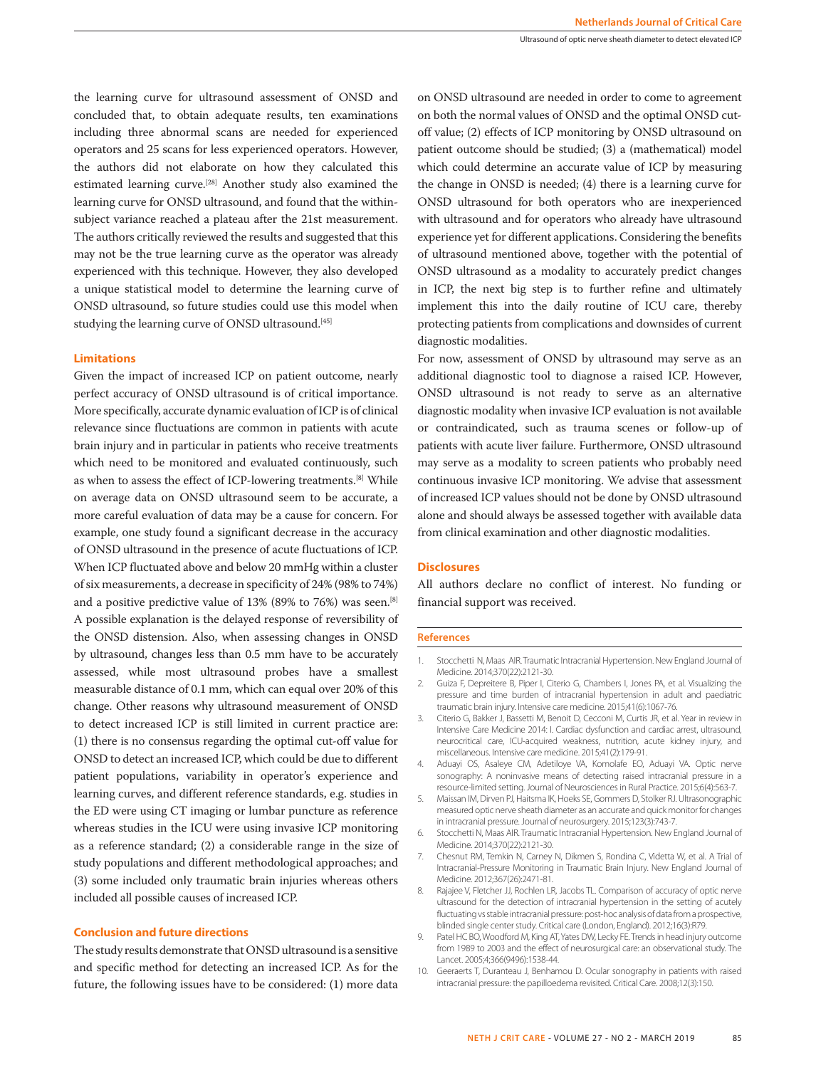the learning curve for ultrasound assessment of ONSD and concluded that, to obtain adequate results, ten examinations including three abnormal scans are needed for experienced operators and 25 scans for less experienced operators. However, the authors did not elaborate on how they calculated this estimated learning curve.[28] Another study also examined the learning curve for ONSD ultrasound, and found that the within-subject variance reached a plateau after the 21st measurement. The authors critically reviewed the results and suggested that this may not be the true learning curve as the operator was already experienced with this technique. However, they also developed a unique statistical model to determine the learning curve of ONSD ultrasound, so future studies could use this model when studying the learning curve of ONSD ultrasound.[45]

### Limitations

Given the impact of increased ICP on patient outcome, nearly perfect accuracy of ONSD ultrasound is of critical importance. More specifically, accurate dynamic evaluation of ICP is of clinical relevance since fluctuations are common in patients with acute brain injury and in particular in patients who receive treatments which need to be monitored and evaluated continuously, such as when to assess the effect of ICP-lowering treatments.[8] While on average data on ONSD ultrasound seem to be accurate, a more careful evaluation of data may be a cause for concern. For example, one study found a significant decrease in the accuracy of ONSD ultrasound in the presence of acute fluctuations of ICP. When ICP fluctuated above and below 20 mmHg within a cluster of six measurements, a decrease in specificity of 24% (98% to 74%) and a positive predictive value of 13% (89% to 76%) was seen.[8] A possible explanation is the delayed response of reversibility of the ONSD distension. Also, when assessing changes in ONSD by ultrasound, changes less than 0.5 mm have to be accurately assessed, while most ultrasound probes have a smallest measurable distance of 0.1 mm, which can equal over 20% of this change. Other reasons why ultrasound measurement of ONSD to detect increased ICP is still limited in current practice are: (1) there is no consensus regarding the optimal cut-off value for ONSD to detect an increased ICP, which could be due to different patient populations, variability in operator's experience and learning curves, and different reference standards, e.g. studies in the ED were using CT imaging or lumbar puncture as reference whereas studies in the ICU were using invasive ICP monitoring as a reference standard; (2) a considerable range in the size of study populations and different methodological approaches; and (3) some included only traumatic brain injuries whereas others included all possible causes of increased ICP.

### Conclusion and future directions

The study results demonstrate that ONSD ultrasound is a sensitive and specific method for detecting an increased ICP. As for the future, the following issues have to be considered: (1) more data on ONSD ultrasound are needed in order to come to agreement on both the normal values of ONSD and the optimal ONSD cut-off value; (2) effects of ICP monitoring by ONSD ultrasound on patient outcome should be studied; (3) a (mathematical) model which could determine an accurate value of ICP by measuring the change in ONSD is needed; (4) there is a learning curve for ONSD ultrasound for both operators who are inexperienced with ultrasound and for operators who already have ultrasound experience yet for different applications. Considering the benefits of ultrasound mentioned above, together with the potential of ONSD ultrasound as a modality to accurately predict changes in ICP, the next big step is to further refine and ultimately implement this into the daily routine of ICU care, thereby protecting patients from complications and downsides of current diagnostic modalities.

For now, assessment of ONSD by ultrasound may serve as an additional diagnostic tool to diagnose a raised ICP. However, ONSD ultrasound is not ready to serve as an alternative diagnostic modality when invasive ICP evaluation is not available or contraindicated, such as trauma scenes or follow-up of patients with acute liver failure. Furthermore, ONSD ultrasound may serve as a modality to screen patients who probably need continuous invasive ICP monitoring. We advise that assessment of increased ICP values should not be done by ONSD ultrasound alone and should always be assessed together with available data from clinical examination and other diagnostic modalities.

### Disclosures

All authors declare no conflict of interest. No funding or financial support was received.

### References

1. Stocchetti N, Maas AIR. Traumatic Intracranial Hypertension. New England Journal of Medicine. 2014;370(22):2121-30.
2. Guiza F, Depreitere B, Piper I, Citerio G, Chambers I, Jones PA, et al. Visualizing the pressure and time burden of intracranial hypertension in adult and paediatric traumatic brain injury. Intensive care medicine. 2015;41(6):1067-76.
3. Citerio G, Bakker J, Bassetti M, Benoit D, Cecconi M, Curtis JR, et al. Year in review in Intensive Care Medicine 2014: I. Cardiac dysfunction and cardiac arrest, ultrasound, neurocritical care, ICU-acquired weakness, nutrition, acute kidney injury, and miscellaneous. Intensive care medicine. 2015;41(2):179-91.
4. Aduayi OS, Asaleye CM, Adetiloye VA, Komolafe EO, Aduayi VA. Optic nerve sonography: A noninvasive means of detecting raised intracranial pressure in a resource-limited setting. Journal of Neurosciences in Rural Practice. 2015;6(4):563-7.
5. Maissan IM, Dirven PJ, Haitsma IK, Hoeks SE, Gommers D, Stolker RJ. Ultrasonographic measured optic nerve sheath diameter as an accurate and quick monitor for changes in intracranial pressure. Journal of neurosurgery. 2015;123(3):743-7.
6. Stocchetti N, Maas AIR. Traumatic Intracranial Hypertension. New England Journal of Medicine. 2014;370(22):2121-30.
7. Chesnut RM, Temkin N, Carney N, Dikmen S, Rondina C, Videtta W, et al. A Trial of Intracranial-Pressure Monitoring in Traumatic Brain Injury. New England Journal of Medicine. 2012;367(26):2471-81.
8. Rajajee V, Fletcher JJ, Rochlen LR, Jacobs TL. Comparison of accuracy of optic nerve ultrasound for the detection of intracranial hypertension in the setting of acutely fluctuating vs stable intracranial pressure: post-hoc analysis of data from a prospective, blinded single center study. Critical care (London, England). 2012;16(3):R79.
9. Patel HC BO, Woodford M, King AT, Yates DW, Lecky FE. Trends in head injury outcome from 1989 to 2003 and the effect of neurosurgical care: an observational study. The Lancet. 2005;4;366(9496):1538-44.
10. Geeraerts T, Duranteau J, Benhamou D. Ocular sonography in patients with raised intracranial pressure: the papilloedema revisited. Critical Care. 2008;12(3):150.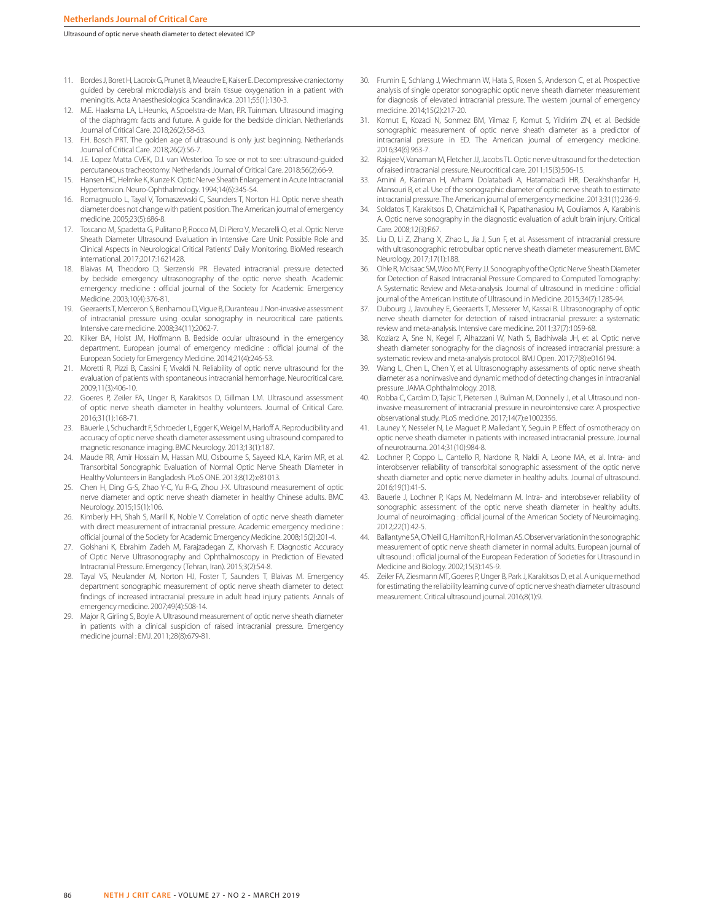11. Bordes J, Boret H, Lacroix G, Prunet B, Meaudre E, Kaiser E. Decompressive craniectomy guided by cerebral microdialysis and brain tissue oxygenation in a patient with meningitis. Acta Anaesthesiologica Scandinavica. 2011;55(1):130-3.
12. M.E. Haaksma LA, L.Heunks, A.Spoelstra-de Man, P.R. Tuinman. Ultrasound imaging of the diaphragm: facts and future. A guide for the bedside clinician. Netherlands Journal of Critical Care. 2018;26(2):58-63.
13. F.H. Bosch PRT. The golden age of ultrasound is only just beginning. Netherlands Journal of Critical Care. 2018;26(2):56-7.
14. J.E. Lopez Matta CVEK, D.J. van Westerloo. To see or not to see: ultrasound-guided percutaneous tracheostomy. Netherlands Journal of Critical Care. 2018;56(2):66-9.
15. Hansen HC, Helmke K, Kunze K. Optic Nerve Sheath Enlargement in Acute Intracranial Hypertension. Neuro-Ophthalmology. 1994;14(6):345-54.
16. Romagnuolo L, Tayal V, Tomaszewski C, Saunders T, Norton HJ. Optic nerve sheath diameter does not change with patient position. The American journal of emergency medicine. 2005;23(5):686-8.
17. Toscano M, Spadetta G, Pulitano P, Rocco M, Di Piero V, Mecarelli O, et al. Optic Nerve Sheath Diameter Ultrasound Evaluation in Intensive Care Unit: Possible Role and Clinical Aspects in Neurological Critical Patients' Daily Monitoring. BioMed research international. 2017;2017:1621428.
18. Blaivas M, Theodoro D, Sierzenski PR. Elevated intracranial pressure detected by bedside emergency ultrasonography of the optic nerve sheath. Academic emergency medicine : official journal of the Society for Academic Emergency Medicine. 2003;10(4):376-81.
19. Geeraerts T, Merceron S, Benhamou D, Vigue B, Duranteau J. Non-invasive assessment of intracranial pressure using ocular sonography in neurocritical care patients. Intensive care medicine. 2008;34(11):2062-7.
20. Kilker BA, Holst JM, Hoffmann B. Bedside ocular ultrasound in the emergency department. European journal of emergency medicine : official journal of the European Society for Emergency Medicine. 2014;21(4):246-53.
21. Moretti R, Pizzi B, Cassini F, Vivaldi N. Reliability of optic nerve ultrasound for the evaluation of patients with spontaneous intracranial hemorrhage. Neurocritical care. 2009;11(3):406-10.
22. Goeres P, Zeiler FA, Unger B, Karakitsos D, Gillman LM. Ultrasound assessment of optic nerve sheath diameter in healthy volunteers. Journal of Critical Care. 2016;31(1):168-71.
23. Bäuerle J, Schuchardt F, Schroeder L, Egger K, Weigel M, Harloff A. Reproducibility and accuracy of optic nerve sheath diameter assessment using ultrasound compared to magnetic resonance imaging. BMC Neurology. 2013;13(1):187.
24. Maude RR, Amir Hossain M, Hassan MU, Osbourne S, Sayeed KLA, Karim MR, et al. Transorbital Sonographic Evaluation of Normal Optic Nerve Sheath Diameter in Healthy Volunteers in Bangladesh. PLoS ONE. 2013;8(12):e81013.
25. Chen H, Ding G-S, Zhao Y-C, Yu R-G, Zhou J-X. Ultrasound measurement of optic nerve diameter and optic nerve sheath diameter in healthy Chinese adults. BMC Neurology. 2015;15(1):106.
26. Kimberly HH, Shah S, Marill K, Noble V. Correlation of optic nerve sheath diameter with direct measurement of intracranial pressure. Academic emergency medicine : official journal of the Society for Academic Emergency Medicine. 2008;15(2):201-4.
27. Golshani K, Ebrahim Zadeh M, Farajzadegan Z, Khorvash F. Diagnostic Accuracy of Optic Nerve Ultrasonography and Ophthalmoscopy in Prediction of Elevated Intracranial Pressure. Emergency (Tehran, Iran). 2015;3(2):54-8.
28. Tayal VS, Neulander M, Norton HJ, Foster T, Saunders T, Blaivas M. Emergency department sonographic measurement of optic nerve sheath diameter to detect findings of increased intracranial pressure in adult head injury patients. Annals of emergency medicine. 2007;49(4):508-14.
29. Major R, Girling S, Boyle A. Ultrasound measurement of optic nerve sheath diameter in patients with a clinical suspicion of raised intracranial pressure. Emergency medicine journal : EMJ. 2011;28(8):679-81.
30. Frumin E, Schlang J, Wiechmann W, Hata S, Rosen S, Anderson C, et al. Prospective analysis of single operator sonographic optic nerve sheath diameter measurement for diagnosis of elevated intracranial pressure. The western journal of emergency medicine. 2014;15(2):217-20.
31. Komut E, Kozaci N, Sonmez BM, Yilmaz F, Komut S, Yildirim ZN, et al. Bedside sonographic measurement of optic nerve sheath diameter as a predictor of intracranial pressure in ED. The American journal of emergency medicine. 2016;34(6):963-7.
32. Rajajee V, Vanaman M, Fletcher JJ, Jacobs TL. Optic nerve ultrasound for the detection of raised intracranial pressure. Neurocritical care. 2011;15(3):506-15.
33. Amini A, Kariman H, Arhami Dolatabadi A, Hatamabadi HR, Derakhshanfar H, Mansouri B, et al. Use of the sonographic diameter of optic nerve sheath to estimate intracranial pressure. The American journal of emergency medicine. 2013;31(1):236-9.
34. Soldatos T, Karakitsos D, Chatzimichail K, Papathanasiou M, Gouliamos A, Karabinis A. Optic nerve sonography in the diagnostic evaluation of adult brain injury. Critical Care. 2008;12(3):R67.
35. Liu D, Li Z, Zhang X, Zhao L, Jia J, Sun F, et al. Assessment of intracranial pressure with ultrasonographic retrobulbar optic nerve sheath diameter measurement. BMC Neurology. 2017;17(1):188.
36. Ohle R, McIsaac SM, Woo MY, Perry JJ. Sonography of the Optic Nerve Sheath Diameter for Detection of Raised Intracranial Pressure Compared to Computed Tomography: A Systematic Review and Meta-analysis. Journal of ultrasound in medicine : official journal of the American Institute of Ultrasound in Medicine. 2015;34(7):1285-94.
37. Dubourg J, Javouhey E, Geeraerts T, Messerer M, Kassai B. Ultrasonography of optic nerve sheath diameter for detection of raised intracranial pressure: a systematic review and meta-analysis. Intensive care medicine. 2011;37(7):1059-68.
38. Koziarz A, Sne N, Kegel F, Alhazzani W, Nath S, Badhiwala JH, et al. Optic nerve sheath diameter sonography for the diagnosis of increased intracranial pressure: a systematic review and meta-analysis protocol. BMJ Open. 2017;7(8):e016194.
39. Wang L, Chen L, Chen Y, et al. Ultrasonography assessments of optic nerve sheath diameter as a noninvasive and dynamic method of detecting changes in intracranial pressure. JAMA Ophthalmology. 2018.
40. Robba C, Cardim D, Tajsic T, Pietersen J, Bulman M, Donnelly J, et al. Ultrasound non-invasive measurement of intracranial pressure in neurointensive care: A prospective observational study. PLoS medicine. 2017;14(7):e1002356.
41. Launey Y, Nesseler N, Le Maguet P, Malledant Y, Seguin P. Effect of osmotherapy on optic nerve sheath diameter in patients with increased intracranial pressure. Journal of neurotrauma. 2014;31(10):984-8.
42. Lochner P, Coppo L, Cantello R, Nardone R, Naldi A, Leone MA, et al. Intra- and interobserver reliability of transorbital sonographic assessment of the optic nerve sheath diameter and optic nerve diameter in healthy adults. Journal of ultrasound. 2016;19(1):41-5.
43. Bauerle J, Lochner P, Kaps M, Nedelmann M. Intra- and interobsever reliability of sonographic assessment of the optic nerve sheath diameter in healthy adults. Journal of neuroimaging : official journal of the American Society of Neuroimaging. 2012;22(1):42-5.
44. Ballantyne SA, O'Neill G, Hamilton R, Hollman AS. Observer variation in the sonographic measurement of optic nerve sheath diameter in normal adults. European journal of ultrasound : official journal of the European Federation of Societies for Ultrasound in Medicine and Biology. 2002;15(3):145-9.
45. Zeiler FA, Ziesmann MT, Goeres P, Unger B, Park J, Karakitsos D, et al. A unique method for estimating the reliability learning curve of optic nerve sheath diameter ultrasound measurement. Critical ultrasound journal. 2016;8(1):9.